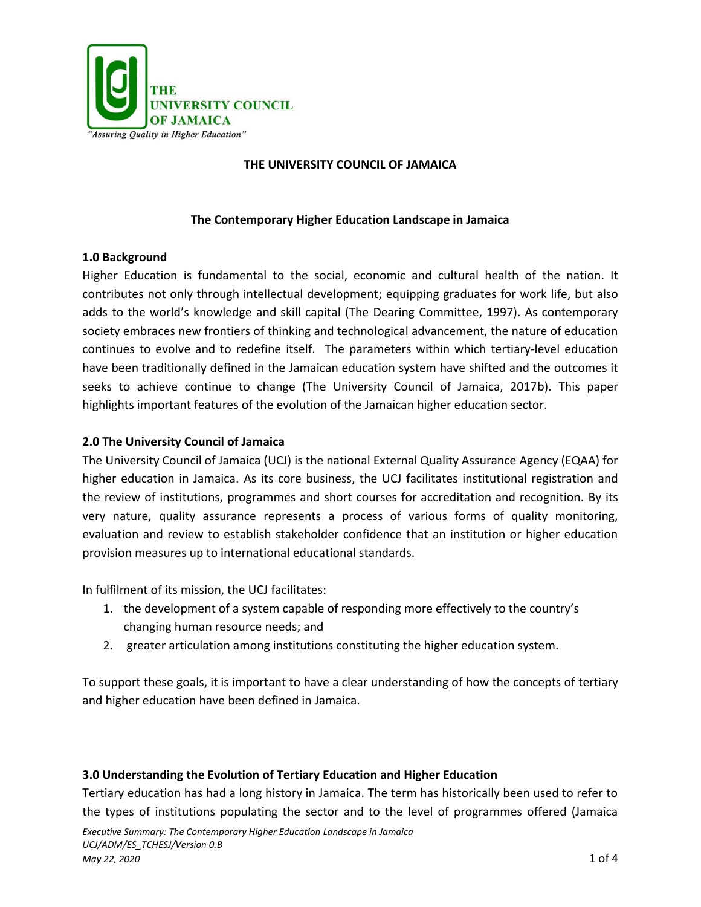THE UNIVERSITY COUNCIL OF JAMAICA

"Assuring Quality in Higher Education"

# THE UNIVERSITY COUNCIL OF JAMAICA

## The Contemporary Higher Education Landscape in Jamaica

### 1.0 Background

Higher Education is fundamental to the social, economic and cultural health of the nation. It contributes not only through intellectual development; equipping graduates for work life, but also adds to the world's knowledge and skill capital (The Dearing Committee, 1997). As contemporary society embraces new frontiers of thinking and technological advancement, the nature of education continues to evolve and to redefine itself. The parameters within which tertiary-level education have been traditionally defined in the Jamaican education system have shifted and the outcomes it seeks to achieve continue to change (The University Council of Jamaica, 2017b). This paper highlights important features of the evolution of the Jamaican higher education sector.

### 2.0 The University Council of Jamaica

The University Council of Jamaica (UCJ) is the national External Quality Assurance Agency (EQAA) for higher education in Jamaica. As its core business, the UCJ facilitates institutional registration and the review of institutions, programmes and short courses for accreditation and recognition. By its very nature, quality assurance represents a process of various forms of quality monitoring, evaluation and review to establish stakeholder confidence that an institution or higher education provision measures up to international educational standards.

In fulfilment of its mission, the UCJ facilitates:

1. the development of a system capable of responding more effectively to the country's changing human resource needs; and
2. greater articulation among institutions constituting the higher education system.

To support these goals, it is important to have a clear understanding of how the concepts of tertiary and higher education have been defined in Jamaica.

### 3.0 Understanding the Evolution of Tertiary Education and Higher Education

Tertiary education has had a long history in Jamaica. The term has historically been used to refer to the types of institutions populating the sector and to the level of programmes offered (Jamaica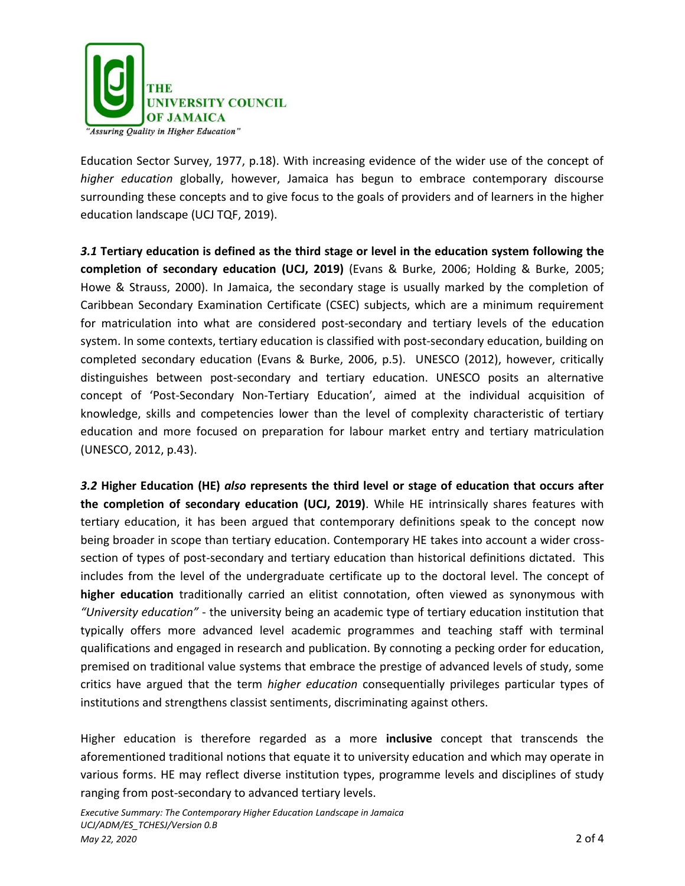Education Sector Survey, 1977, p.18). With increasing evidence of the wider use of the concept of *higher education* globally, however, Jamaica has begun to embrace contemporary discourse surrounding these concepts and to give focus to the goals of providers and of learners in the higher education landscape (UCJ TQF, 2019).

***3.1* Tertiary education is defined as the third stage or level in the education system following the completion of secondary education (UCJ, 2019)** (Evans & Burke, 2006; Holding & Burke, 2005; Howe & Strauss, 2000). In Jamaica, the secondary stage is usually marked by the completion of Caribbean Secondary Examination Certificate (CSEC) subjects, which are a minimum requirement for matriculation into what are considered post-secondary and tertiary levels of the education system. In some contexts, tertiary education is classified with post-secondary education, building on completed secondary education (Evans & Burke, 2006, p.5). UNESCO (2012), however, critically distinguishes between post-secondary and tertiary education. UNESCO posits an alternative concept of 'Post-Secondary Non-Tertiary Education', aimed at the individual acquisition of knowledge, skills and competencies lower than the level of complexity characteristic of tertiary education and more focused on preparation for labour market entry and tertiary matriculation (UNESCO, 2012, p.43).

***3.2* Higher Education (HE) *also* represents the third level or stage of education that occurs after the completion of secondary education (UCJ, 2019)**. While HE intrinsically shares features with tertiary education, it has been argued that contemporary definitions speak to the concept now being broader in scope than tertiary education. Contemporary HE takes into account a wider cross-section of types of post-secondary and tertiary education than historical definitions dictated. This includes from the level of the undergraduate certificate up to the doctoral level. The concept of **higher education** traditionally carried an elitist connotation, often viewed as synonymous with *"University education"* - the university being an academic type of tertiary education institution that typically offers more advanced level academic programmes and teaching staff with terminal qualifications and engaged in research and publication. By connoting a pecking order for education, premised on traditional value systems that embrace the prestige of advanced levels of study, some critics have argued that the term *higher education* consequentially privileges particular types of institutions and strengthens classist sentiments, discriminating against others.

Higher education is therefore regarded as a more **inclusive** concept that transcends the aforementioned traditional notions that equate it to university education and which may operate in various forms. HE may reflect diverse institution types, programme levels and disciplines of study ranging from post-secondary to advanced tertiary levels.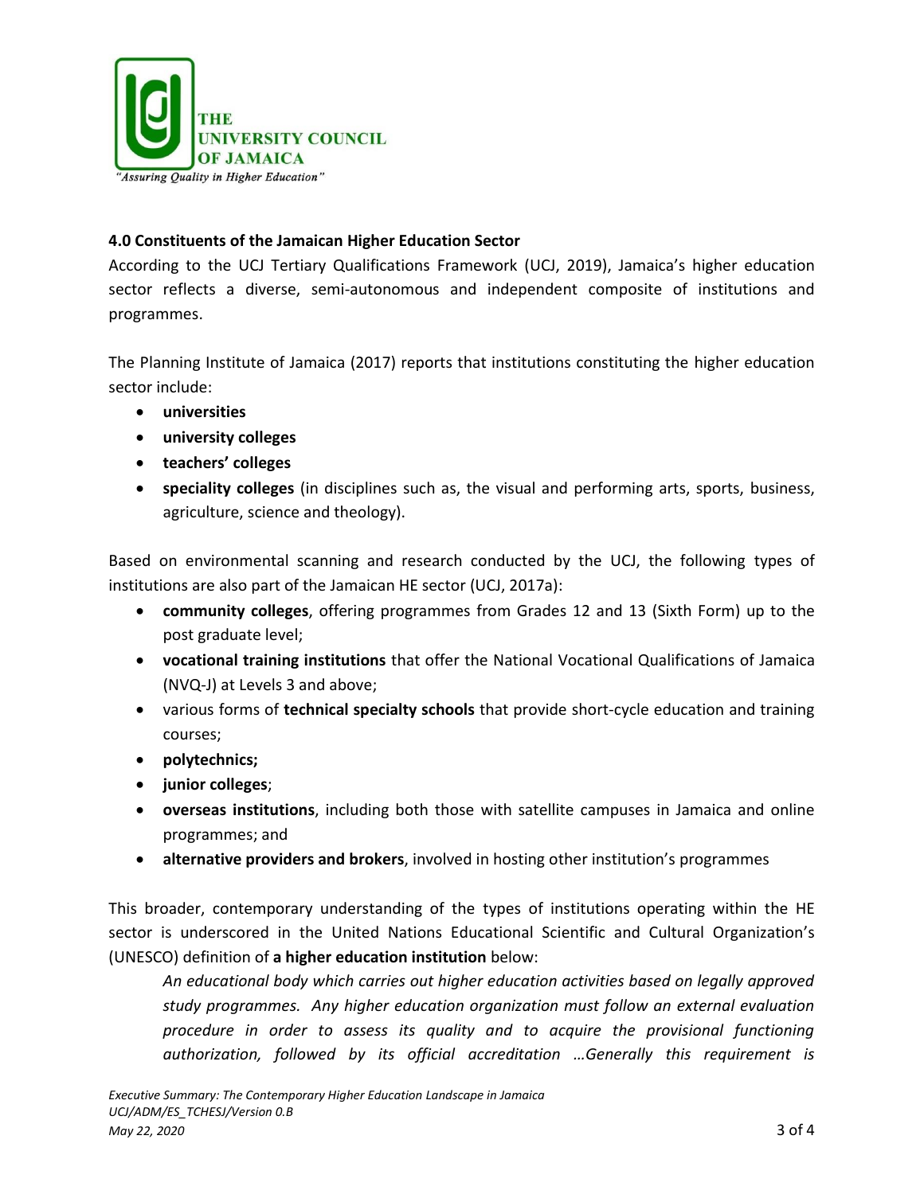### 4.0 Constituents of the Jamaican Higher Education Sector

According to the UCJ Tertiary Qualifications Framework (UCJ, 2019), Jamaica's higher education sector reflects a diverse, semi-autonomous and independent composite of institutions and programmes.

The Planning Institute of Jamaica (2017) reports that institutions constituting the higher education sector include:

- **universities**
- **university colleges**
- **teachers' colleges**
- **speciality colleges** (in disciplines such as, the visual and performing arts, sports, business, agriculture, science and theology).

Based on environmental scanning and research conducted by the UCJ, the following types of institutions are also part of the Jamaican HE sector (UCJ, 2017a):

- **community colleges**, offering programmes from Grades 12 and 13 (Sixth Form) up to the post graduate level;
- **vocational training institutions** that offer the National Vocational Qualifications of Jamaica (NVQ-J) at Levels 3 and above;
- various forms of **technical specialty schools** that provide short-cycle education and training courses;
- **polytechnics;**
- **junior colleges**;
- **overseas institutions**, including both those with satellite campuses in Jamaica and online programmes; and
- **alternative providers and brokers**, involved in hosting other institution's programmes

This broader, contemporary understanding of the types of institutions operating within the HE sector is underscored in the United Nations Educational Scientific and Cultural Organization's (UNESCO) definition of **a higher education institution** below:

> *An educational body which carries out higher education activities based on legally approved study programmes. Any higher education organization must follow an external evaluation procedure in order to assess its quality and to acquire the provisional functioning authorization, followed by its official accreditation …Generally this requirement is*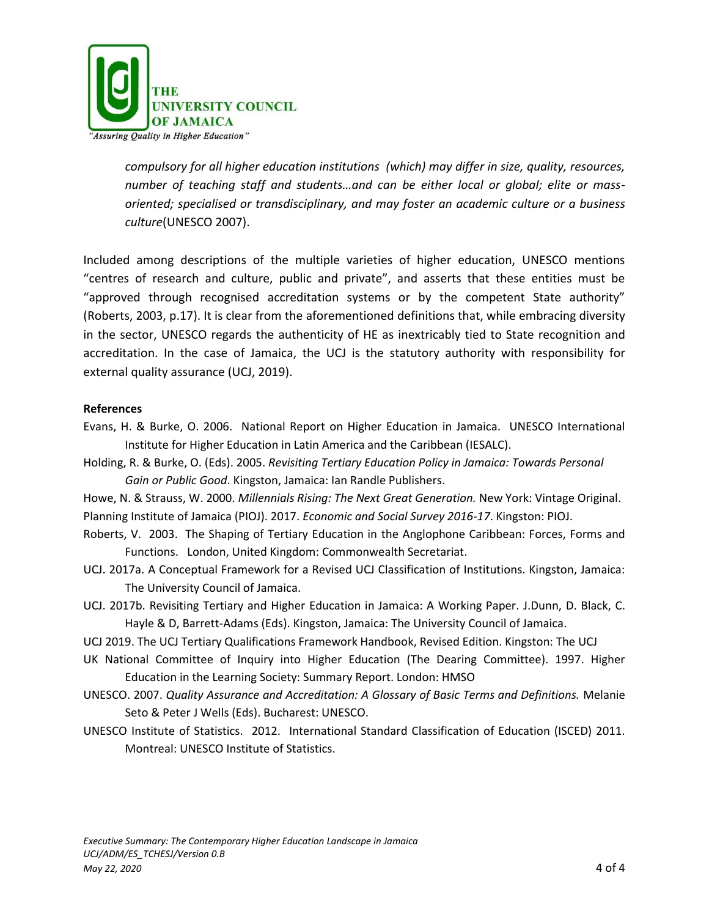*compulsory for all higher education institutions (which) may differ in size, quality, resources, number of teaching staff and students…and can be either local or global; elite or mass-oriented; specialised or transdisciplinary, and may foster an academic culture or a business culture*(UNESCO 2007).

Included among descriptions of the multiple varieties of higher education, UNESCO mentions "centres of research and culture, public and private", and asserts that these entities must be "approved through recognised accreditation systems or by the competent State authority" (Roberts, 2003, p.17). It is clear from the aforementioned definitions that, while embracing diversity in the sector, UNESCO regards the authenticity of HE as inextricably tied to State recognition and accreditation. In the case of Jamaica, the UCJ is the statutory authority with responsibility for external quality assurance (UCJ, 2019).

**References**

Evans, H. & Burke, O. 2006. National Report on Higher Education in Jamaica. UNESCO International Institute for Higher Education in Latin America and the Caribbean (IESALC).

Holding, R. & Burke, O. (Eds). 2005. *Revisiting Tertiary Education Policy in Jamaica: Towards Personal Gain or Public Good*. Kingston, Jamaica: Ian Randle Publishers.

Howe, N. & Strauss, W. 2000. *Millennials Rising: The Next Great Generation.* New York: Vintage Original.

Planning Institute of Jamaica (PIOJ). 2017. *Economic and Social Survey 2016-17*. Kingston: PIOJ.

Roberts, V. 2003. The Shaping of Tertiary Education in the Anglophone Caribbean: Forces, Forms and Functions. London, United Kingdom: Commonwealth Secretariat.

UCJ. 2017a. A Conceptual Framework for a Revised UCJ Classification of Institutions. Kingston, Jamaica: The University Council of Jamaica.

UCJ. 2017b. Revisiting Tertiary and Higher Education in Jamaica: A Working Paper. J.Dunn, D. Black, C. Hayle & D, Barrett-Adams (Eds). Kingston, Jamaica: The University Council of Jamaica.

UCJ 2019. The UCJ Tertiary Qualifications Framework Handbook, Revised Edition. Kingston: The UCJ

UK National Committee of Inquiry into Higher Education (The Dearing Committee). 1997. Higher Education in the Learning Society: Summary Report. London: HMSO

UNESCO. 2007. *Quality Assurance and Accreditation: A Glossary of Basic Terms and Definitions.* Melanie Seto & Peter J Wells (Eds). Bucharest: UNESCO.

UNESCO Institute of Statistics. 2012. International Standard Classification of Education (ISCED) 2011. Montreal: UNESCO Institute of Statistics.